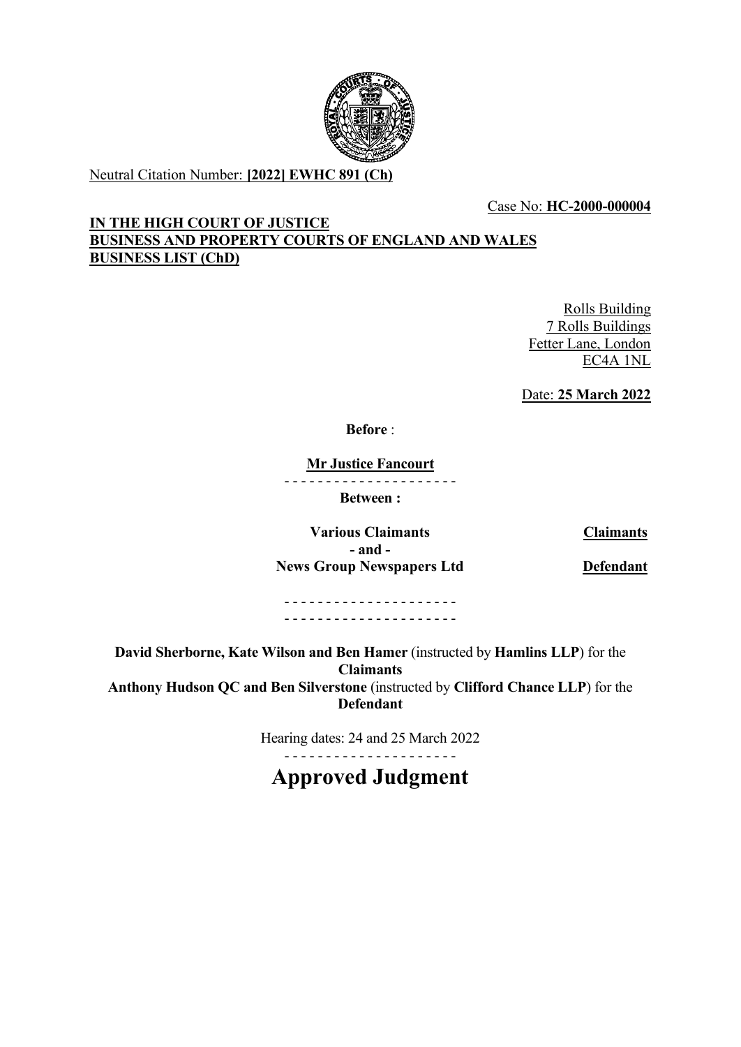Neutral Citation Number: **[2022] EWHC 891 (Ch)**

Case No: **HC-2000-000004**

**IN THE HIGH COURT OF JUSTICE**
**BUSINESS AND PROPERTY COURTS OF ENGLAND AND WALES**
**BUSINESS LIST (ChD)**

Rolls Building
7 Rolls Buildings
Fetter Lane, London
EC4A 1NL

Date: **25 March 2022**

**Before** :

**Mr Justice Fancourt**

- - - - - - - - - - - - - - - - - - - - -

**Between :**

| | |
|---|---|
| **Various Claimants** | **Claimants** |
| **- and -** | |
| **News Group Newspapers Ltd** | **Defendant** |

- - - - - - - - - - - - - - - - - - - - -
- - - - - - - - - - - - - - - - - - - - -

**David Sherborne, Kate Wilson and Ben Hamer** (instructed by **Hamlins LLP**) for the **Claimants**
**Anthony Hudson QC and Ben Silverstone** (instructed by **Clifford Chance LLP**) for the **Defendant**

Hearing dates: 24 and 25 March 2022

- - - - - - - - - - - - - - - - - - - - -

# Approved Judgment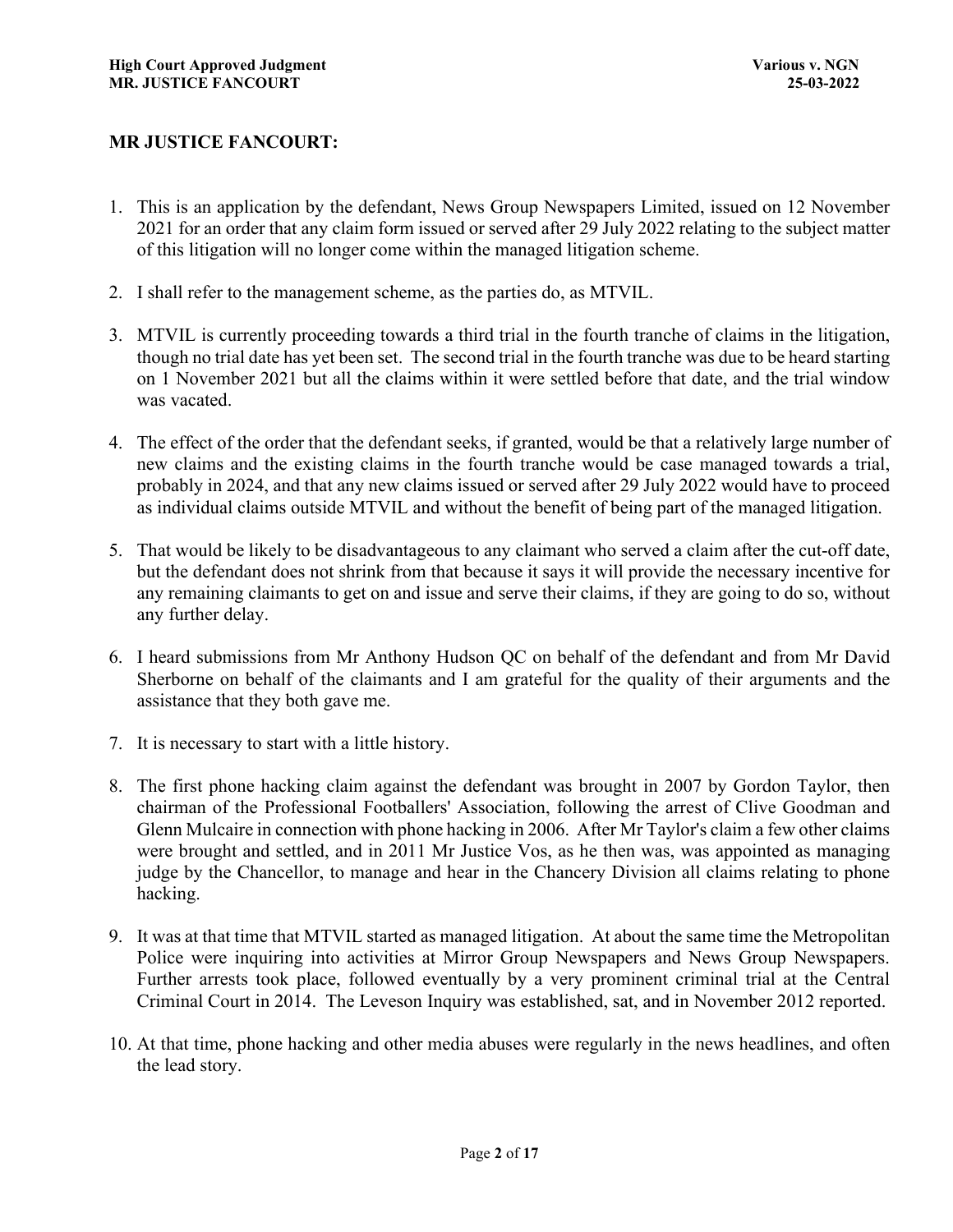**MR JUSTICE FANCOURT:**

1. This is an application by the defendant, News Group Newspapers Limited, issued on 12 November 2021 for an order that any claim form issued or served after 29 July 2022 relating to the subject matter of this litigation will no longer come within the managed litigation scheme.

2. I shall refer to the management scheme, as the parties do, as MTVIL.

3. MTVIL is currently proceeding towards a third trial in the fourth tranche of claims in the litigation, though no trial date has yet been set. The second trial in the fourth tranche was due to be heard starting on 1 November 2021 but all the claims within it were settled before that date, and the trial window was vacated.

4. The effect of the order that the defendant seeks, if granted, would be that a relatively large number of new claims and the existing claims in the fourth tranche would be case managed towards a trial, probably in 2024, and that any new claims issued or served after 29 July 2022 would have to proceed as individual claims outside MTVIL and without the benefit of being part of the managed litigation.

5. That would be likely to be disadvantageous to any claimant who served a claim after the cut-off date, but the defendant does not shrink from that because it says it will provide the necessary incentive for any remaining claimants to get on and issue and serve their claims, if they are going to do so, without any further delay.

6. I heard submissions from Mr Anthony Hudson QC on behalf of the defendant and from Mr David Sherborne on behalf of the claimants and I am grateful for the quality of their arguments and the assistance that they both gave me.

7. It is necessary to start with a little history.

8. The first phone hacking claim against the defendant was brought in 2007 by Gordon Taylor, then chairman of the Professional Footballers' Association, following the arrest of Clive Goodman and Glenn Mulcaire in connection with phone hacking in 2006. After Mr Taylor's claim a few other claims were brought and settled, and in 2011 Mr Justice Vos, as he then was, was appointed as managing judge by the Chancellor, to manage and hear in the Chancery Division all claims relating to phone hacking.

9. It was at that time that MTVIL started as managed litigation. At about the same time the Metropolitan Police were inquiring into activities at Mirror Group Newspapers and News Group Newspapers. Further arrests took place, followed eventually by a very prominent criminal trial at the Central Criminal Court in 2014. The Leveson Inquiry was established, sat, and in November 2012 reported.

10. At that time, phone hacking and other media abuses were regularly in the news headlines, and often the lead story.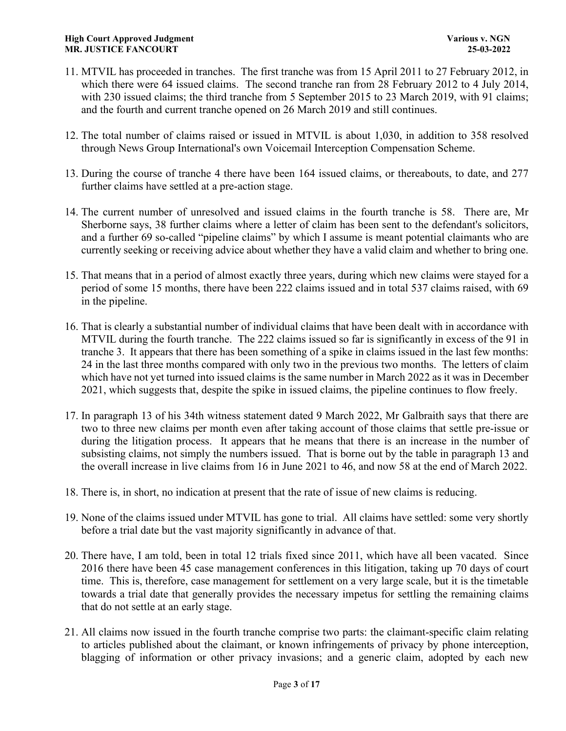11. MTVIL has proceeded in tranches. The first tranche was from 15 April 2011 to 27 February 2012, in which there were 64 issued claims. The second tranche ran from 28 February 2012 to 4 July 2014, with 230 issued claims; the third tranche from 5 September 2015 to 23 March 2019, with 91 claims; and the fourth and current tranche opened on 26 March 2019 and still continues.

12. The total number of claims raised or issued in MTVIL is about 1,030, in addition to 358 resolved through News Group International's own Voicemail Interception Compensation Scheme.

13. During the course of tranche 4 there have been 164 issued claims, or thereabouts, to date, and 277 further claims have settled at a pre-action stage.

14. The current number of unresolved and issued claims in the fourth tranche is 58. There are, Mr Sherborne says, 38 further claims where a letter of claim has been sent to the defendant's solicitors, and a further 69 so-called "pipeline claims" by which I assume is meant potential claimants who are currently seeking or receiving advice about whether they have a valid claim and whether to bring one.

15. That means that in a period of almost exactly three years, during which new claims were stayed for a period of some 15 months, there have been 222 claims issued and in total 537 claims raised, with 69 in the pipeline.

16. That is clearly a substantial number of individual claims that have been dealt with in accordance with MTVIL during the fourth tranche. The 222 claims issued so far is significantly in excess of the 91 in tranche 3. It appears that there has been something of a spike in claims issued in the last few months: 24 in the last three months compared with only two in the previous two months. The letters of claim which have not yet turned into issued claims is the same number in March 2022 as it was in December 2021, which suggests that, despite the spike in issued claims, the pipeline continues to flow freely.

17. In paragraph 13 of his 34th witness statement dated 9 March 2022, Mr Galbraith says that there are two to three new claims per month even after taking account of those claims that settle pre-issue or during the litigation process. It appears that he means that there is an increase in the number of subsisting claims, not simply the numbers issued. That is borne out by the table in paragraph 13 and the overall increase in live claims from 16 in June 2021 to 46, and now 58 at the end of March 2022.

18. There is, in short, no indication at present that the rate of issue of new claims is reducing.

19. None of the claims issued under MTVIL has gone to trial. All claims have settled: some very shortly before a trial date but the vast majority significantly in advance of that.

20. There have, I am told, been in total 12 trials fixed since 2011, which have all been vacated. Since 2016 there have been 45 case management conferences in this litigation, taking up 70 days of court time. This is, therefore, case management for settlement on a very large scale, but it is the timetable towards a trial date that generally provides the necessary impetus for settling the remaining claims that do not settle at an early stage.

21. All claims now issued in the fourth tranche comprise two parts: the claimant-specific claim relating to articles published about the claimant, or known infringements of privacy by phone interception, blagging of information or other privacy invasions; and a generic claim, adopted by each new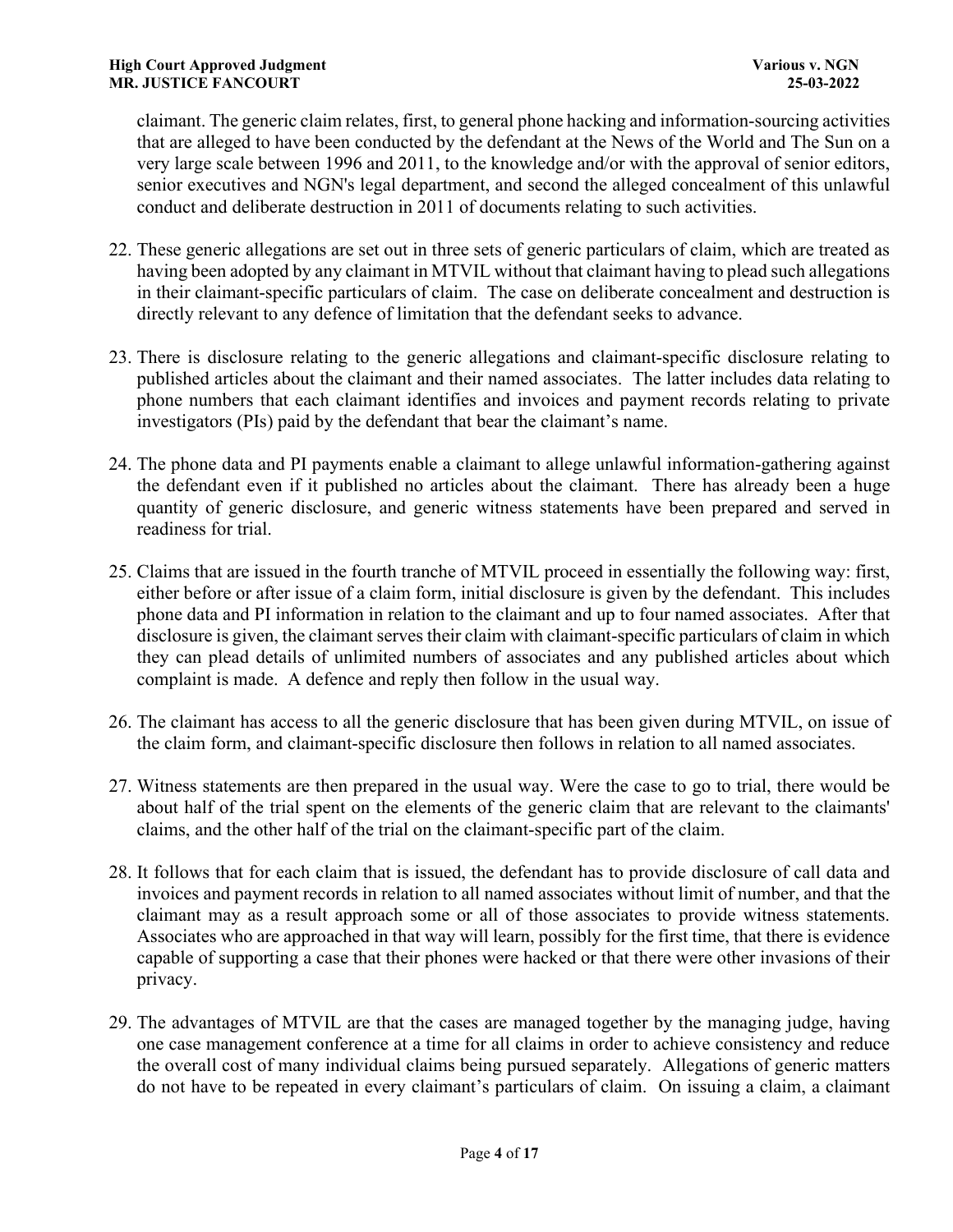claimant. The generic claim relates, first, to general phone hacking and information-sourcing activities that are alleged to have been conducted by the defendant at the News of the World and The Sun on a very large scale between 1996 and 2011, to the knowledge and/or with the approval of senior editors, senior executives and NGN's legal department, and second the alleged concealment of this unlawful conduct and deliberate destruction in 2011 of documents relating to such activities.

22. These generic allegations are set out in three sets of generic particulars of claim, which are treated as having been adopted by any claimant in MTVIL without that claimant having to plead such allegations in their claimant-specific particulars of claim. The case on deliberate concealment and destruction is directly relevant to any defence of limitation that the defendant seeks to advance.

23. There is disclosure relating to the generic allegations and claimant-specific disclosure relating to published articles about the claimant and their named associates. The latter includes data relating to phone numbers that each claimant identifies and invoices and payment records relating to private investigators (PIs) paid by the defendant that bear the claimant's name.

24. The phone data and PI payments enable a claimant to allege unlawful information-gathering against the defendant even if it published no articles about the claimant. There has already been a huge quantity of generic disclosure, and generic witness statements have been prepared and served in readiness for trial.

25. Claims that are issued in the fourth tranche of MTVIL proceed in essentially the following way: first, either before or after issue of a claim form, initial disclosure is given by the defendant. This includes phone data and PI information in relation to the claimant and up to four named associates. After that disclosure is given, the claimant serves their claim with claimant-specific particulars of claim in which they can plead details of unlimited numbers of associates and any published articles about which complaint is made. A defence and reply then follow in the usual way.

26. The claimant has access to all the generic disclosure that has been given during MTVIL, on issue of the claim form, and claimant-specific disclosure then follows in relation to all named associates.

27. Witness statements are then prepared in the usual way. Were the case to go to trial, there would be about half of the trial spent on the elements of the generic claim that are relevant to the claimants' claims, and the other half of the trial on the claimant-specific part of the claim.

28. It follows that for each claim that is issued, the defendant has to provide disclosure of call data and invoices and payment records in relation to all named associates without limit of number, and that the claimant may as a result approach some or all of those associates to provide witness statements. Associates who are approached in that way will learn, possibly for the first time, that there is evidence capable of supporting a case that their phones were hacked or that there were other invasions of their privacy.

29. The advantages of MTVIL are that the cases are managed together by the managing judge, having one case management conference at a time for all claims in order to achieve consistency and reduce the overall cost of many individual claims being pursued separately. Allegations of generic matters do not have to be repeated in every claimant's particulars of claim. On issuing a claim, a claimant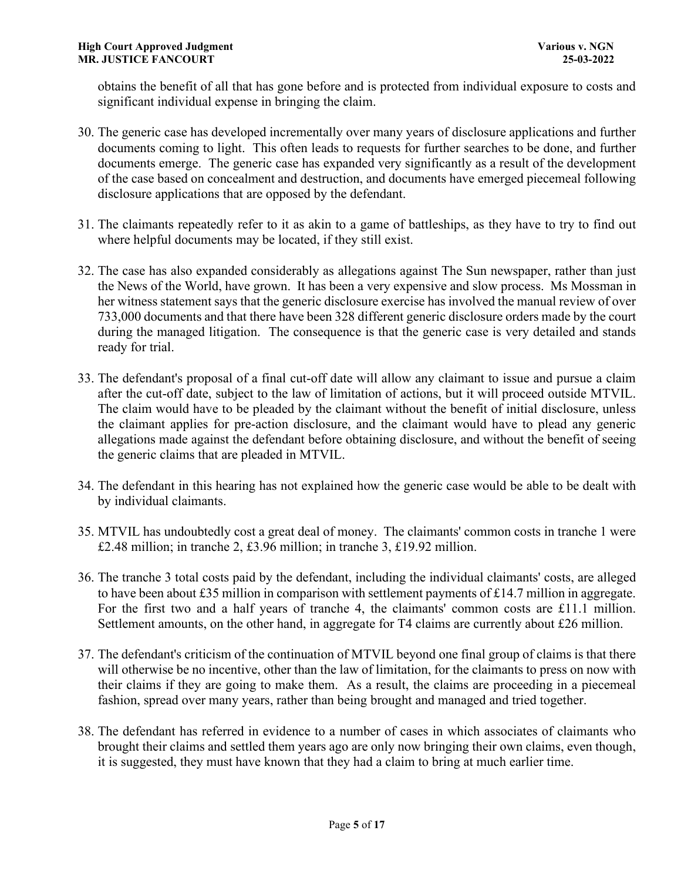obtains the benefit of all that has gone before and is protected from individual exposure to costs and significant individual expense in bringing the claim.

30. The generic case has developed incrementally over many years of disclosure applications and further documents coming to light. This often leads to requests for further searches to be done, and further documents emerge. The generic case has expanded very significantly as a result of the development of the case based on concealment and destruction, and documents have emerged piecemeal following disclosure applications that are opposed by the defendant.

31. The claimants repeatedly refer to it as akin to a game of battleships, as they have to try to find out where helpful documents may be located, if they still exist.

32. The case has also expanded considerably as allegations against The Sun newspaper, rather than just the News of the World, have grown. It has been a very expensive and slow process. Ms Mossman in her witness statement says that the generic disclosure exercise has involved the manual review of over 733,000 documents and that there have been 328 different generic disclosure orders made by the court during the managed litigation. The consequence is that the generic case is very detailed and stands ready for trial.

33. The defendant's proposal of a final cut-off date will allow any claimant to issue and pursue a claim after the cut-off date, subject to the law of limitation of actions, but it will proceed outside MTVIL. The claim would have to be pleaded by the claimant without the benefit of initial disclosure, unless the claimant applies for pre-action disclosure, and the claimant would have to plead any generic allegations made against the defendant before obtaining disclosure, and without the benefit of seeing the generic claims that are pleaded in MTVIL.

34. The defendant in this hearing has not explained how the generic case would be able to be dealt with by individual claimants.

35. MTVIL has undoubtedly cost a great deal of money. The claimants' common costs in tranche 1 were £2.48 million; in tranche 2, £3.96 million; in tranche 3, £19.92 million.

36. The tranche 3 total costs paid by the defendant, including the individual claimants' costs, are alleged to have been about £35 million in comparison with settlement payments of £14.7 million in aggregate. For the first two and a half years of tranche 4, the claimants' common costs are £11.1 million. Settlement amounts, on the other hand, in aggregate for T4 claims are currently about £26 million.

37. The defendant's criticism of the continuation of MTVIL beyond one final group of claims is that there will otherwise be no incentive, other than the law of limitation, for the claimants to press on now with their claims if they are going to make them. As a result, the claims are proceeding in a piecemeal fashion, spread over many years, rather than being brought and managed and tried together.

38. The defendant has referred in evidence to a number of cases in which associates of claimants who brought their claims and settled them years ago are only now bringing their own claims, even though, it is suggested, they must have known that they had a claim to bring at much earlier time.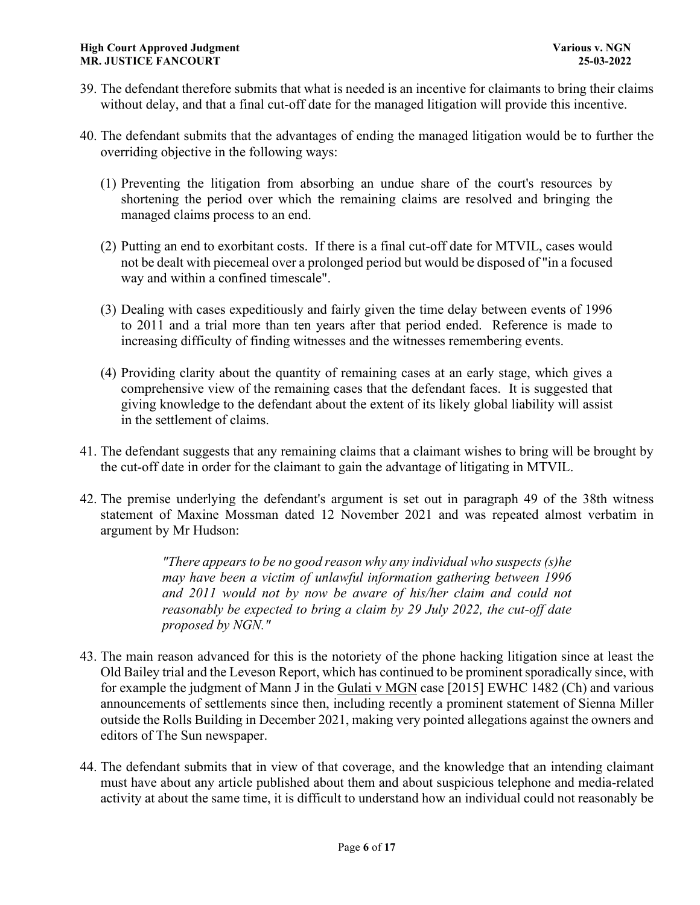39. The defendant therefore submits that what is needed is an incentive for claimants to bring their claims without delay, and that a final cut-off date for the managed litigation will provide this incentive.

40. The defendant submits that the advantages of ending the managed litigation would be to further the overriding objective in the following ways:

    (1) Preventing the litigation from absorbing an undue share of the court's resources by shortening the period over which the remaining claims are resolved and bringing the managed claims process to an end.

    (2) Putting an end to exorbitant costs. If there is a final cut-off date for MTVIL, cases would not be dealt with piecemeal over a prolonged period but would be disposed of "in a focused way and within a confined timescale".

    (3) Dealing with cases expeditiously and fairly given the time delay between events of 1996 to 2011 and a trial more than ten years after that period ended. Reference is made to increasing difficulty of finding witnesses and the witnesses remembering events.

    (4) Providing clarity about the quantity of remaining cases at an early stage, which gives a comprehensive view of the remaining cases that the defendant faces. It is suggested that giving knowledge to the defendant about the extent of its likely global liability will assist in the settlement of claims.

41. The defendant suggests that any remaining claims that a claimant wishes to bring will be brought by the cut-off date in order for the claimant to gain the advantage of litigating in MTVIL.

42. The premise underlying the defendant's argument is set out in paragraph 49 of the 38th witness statement of Maxine Mossman dated 12 November 2021 and was repeated almost verbatim in argument by Mr Hudson:

    > *"There appears to be no good reason why any individual who suspects (s)he may have been a victim of unlawful information gathering between 1996 and 2011 would not by now be aware of his/her claim and could not reasonably be expected to bring a claim by 29 July 2022, the cut-off date proposed by NGN."*

43. The main reason advanced for this is the notoriety of the phone hacking litigation since at least the Old Bailey trial and the Leveson Report, which has continued to be prominent sporadically since, with for example the judgment of Mann J in the Gulati v MGN case [2015] EWHC 1482 (Ch) and various announcements of settlements since then, including recently a prominent statement of Sienna Miller outside the Rolls Building in December 2021, making very pointed allegations against the owners and editors of The Sun newspaper.

44. The defendant submits that in view of that coverage, and the knowledge that an intending claimant must have about any article published about them and about suspicious telephone and media-related activity at about the same time, it is difficult to understand how an individual could not reasonably be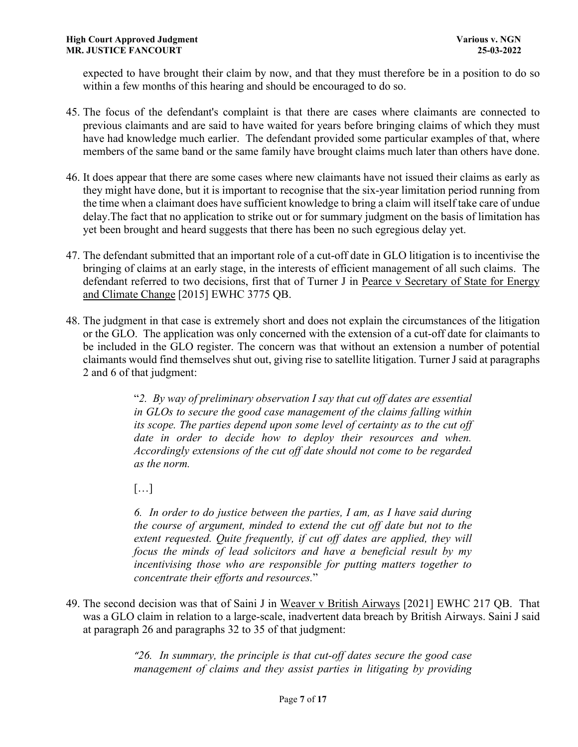expected to have brought their claim by now, and that they must therefore be in a position to do so within a few months of this hearing and should be encouraged to do so.

45. The focus of the defendant's complaint is that there are cases where claimants are connected to previous claimants and are said to have waited for years before bringing claims of which they must have had knowledge much earlier. The defendant provided some particular examples of that, where members of the same band or the same family have brought claims much later than others have done.

46. It does appear that there are some cases where new claimants have not issued their claims as early as they might have done, but it is important to recognise that the six-year limitation period running from the time when a claimant does have sufficient knowledge to bring a claim will itself take care of undue delay.The fact that no application to strike out or for summary judgment on the basis of limitation has yet been brought and heard suggests that there has been no such egregious delay yet.

47. The defendant submitted that an important role of a cut-off date in GLO litigation is to incentivise the bringing of claims at an early stage, in the interests of efficient management of all such claims. The defendant referred to two decisions, first that of Turner J in Pearce v Secretary of State for Energy and Climate Change [2015] EWHC 3775 QB.

48. The judgment in that case is extremely short and does not explain the circumstances of the litigation or the GLO. The application was only concerned with the extension of a cut-off date for claimants to be included in the GLO register. The concern was that without an extension a number of potential claimants would find themselves shut out, giving rise to satellite litigation. Turner J said at paragraphs 2 and 6 of that judgment:

> "*2. By way of preliminary observation I say that cut off dates are essential in GLOs to secure the good case management of the claims falling within its scope. The parties depend upon some level of certainty as to the cut off date in order to decide how to deploy their resources and when. Accordingly extensions of the cut off date should not come to be regarded as the norm.*
>
> […]
>
> *6. In order to do justice between the parties, I am, as I have said during the course of argument, minded to extend the cut off date but not to the extent requested. Quite frequently, if cut off dates are applied, they will focus the minds of lead solicitors and have a beneficial result by my incentivising those who are responsible for putting matters together to concentrate their efforts and resources.*"

49. The second decision was that of Saini J in Weaver v British Airways [2021] EWHC 217 QB. That was a GLO claim in relation to a large-scale, inadvertent data breach by British Airways. Saini J said at paragraph 26 and paragraphs 32 to 35 of that judgment:

> "*26. In summary, the principle is that cut-off dates secure the good case management of claims and they assist parties in litigating by providing*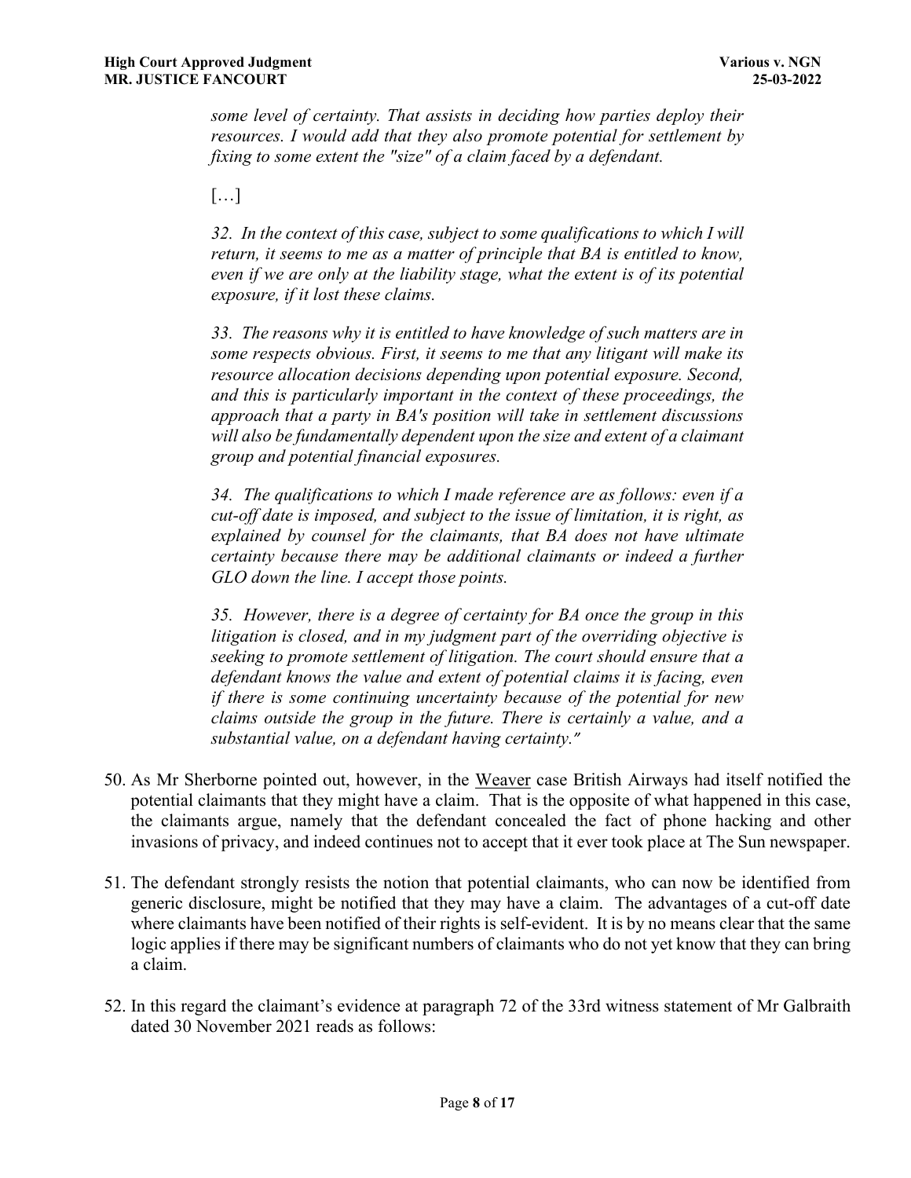*some level of certainty. That assists in deciding how parties deploy their resources. I would add that they also promote potential for settlement by fixing to some extent the "size" of a claim faced by a defendant.*

[…]

*32. In the context of this case, subject to some qualifications to which I will return, it seems to me as a matter of principle that BA is entitled to know, even if we are only at the liability stage, what the extent is of its potential exposure, if it lost these claims.*

*33. The reasons why it is entitled to have knowledge of such matters are in some respects obvious. First, it seems to me that any litigant will make its resource allocation decisions depending upon potential exposure. Second, and this is particularly important in the context of these proceedings, the approach that a party in BA's position will take in settlement discussions will also be fundamentally dependent upon the size and extent of a claimant group and potential financial exposures.*

*34. The qualifications to which I made reference are as follows: even if a cut-off date is imposed, and subject to the issue of limitation, it is right, as explained by counsel for the claimants, that BA does not have ultimate certainty because there may be additional claimants or indeed a further GLO down the line. I accept those points.*

*35. However, there is a degree of certainty for BA once the group in this litigation is closed, and in my judgment part of the overriding objective is seeking to promote settlement of litigation. The court should ensure that a defendant knows the value and extent of potential claims it is facing, even if there is some continuing uncertainty because of the potential for new claims outside the group in the future. There is certainly a value, and a substantial value, on a defendant having certainty."*

50. As Mr Sherborne pointed out, however, in the Weaver case British Airways had itself notified the potential claimants that they might have a claim. That is the opposite of what happened in this case, the claimants argue, namely that the defendant concealed the fact of phone hacking and other invasions of privacy, and indeed continues not to accept that it ever took place at The Sun newspaper.

51. The defendant strongly resists the notion that potential claimants, who can now be identified from generic disclosure, might be notified that they may have a claim. The advantages of a cut-off date where claimants have been notified of their rights is self-evident. It is by no means clear that the same logic applies if there may be significant numbers of claimants who do not yet know that they can bring a claim.

52. In this regard the claimant's evidence at paragraph 72 of the 33rd witness statement of Mr Galbraith dated 30 November 2021 reads as follows: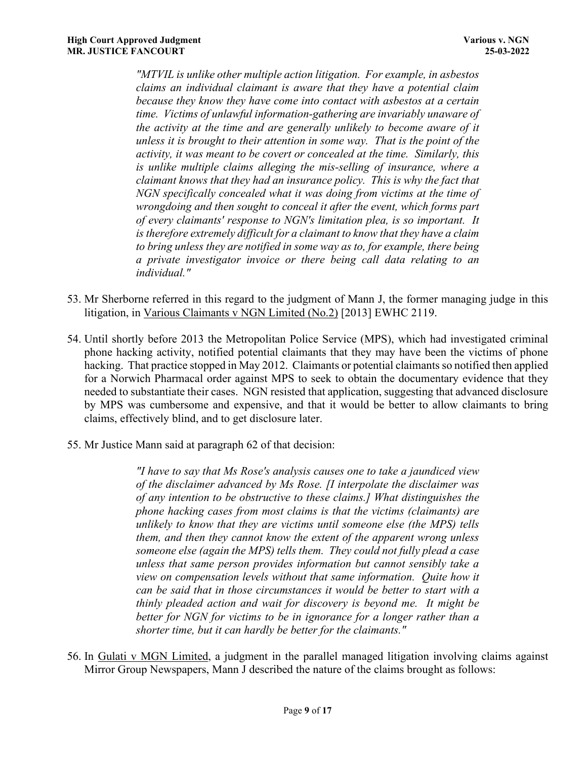> *"MTVIL is unlike other multiple action litigation. For example, in asbestos claims an individual claimant is aware that they have a potential claim because they know they have come into contact with asbestos at a certain time. Victims of unlawful information-gathering are invariably unaware of the activity at the time and are generally unlikely to become aware of it unless it is brought to their attention in some way. That is the point of the activity, it was meant to be covert or concealed at the time. Similarly, this is unlike multiple claims alleging the mis-selling of insurance, where a claimant knows that they had an insurance policy. This is why the fact that NGN specifically concealed what it was doing from victims at the time of wrongdoing and then sought to conceal it after the event, which forms part of every claimants' response to NGN's limitation plea, is so important. It is therefore extremely difficult for a claimant to know that they have a claim to bring unless they are notified in some way as to, for example, there being a private investigator invoice or there being call data relating to an individual."*

53. Mr Sherborne referred in this regard to the judgment of Mann J, the former managing judge in this litigation, in Various Claimants v NGN Limited (No.2) [2013] EWHC 2119.

54. Until shortly before 2013 the Metropolitan Police Service (MPS), which had investigated criminal phone hacking activity, notified potential claimants that they may have been the victims of phone hacking. That practice stopped in May 2012. Claimants or potential claimants so notified then applied for a Norwich Pharmacal order against MPS to seek to obtain the documentary evidence that they needed to substantiate their cases. NGN resisted that application, suggesting that advanced disclosure by MPS was cumbersome and expensive, and that it would be better to allow claimants to bring claims, effectively blind, and to get disclosure later.

55. Mr Justice Mann said at paragraph 62 of that decision:

> *"I have to say that Ms Rose's analysis causes one to take a jaundiced view of the disclaimer advanced by Ms Rose. [I interpolate the disclaimer was of any intention to be obstructive to these claims.] What distinguishes the phone hacking cases from most claims is that the victims (claimants) are unlikely to know that they are victims until someone else (the MPS) tells them, and then they cannot know the extent of the apparent wrong unless someone else (again the MPS) tells them. They could not fully plead a case unless that same person provides information but cannot sensibly take a view on compensation levels without that same information. Quite how it can be said that in those circumstances it would be better to start with a thinly pleaded action and wait for discovery is beyond me. It might be better for NGN for victims to be in ignorance for a longer rather than a shorter time, but it can hardly be better for the claimants."*

56. In Gulati v MGN Limited, a judgment in the parallel managed litigation involving claims against Mirror Group Newspapers, Mann J described the nature of the claims brought as follows: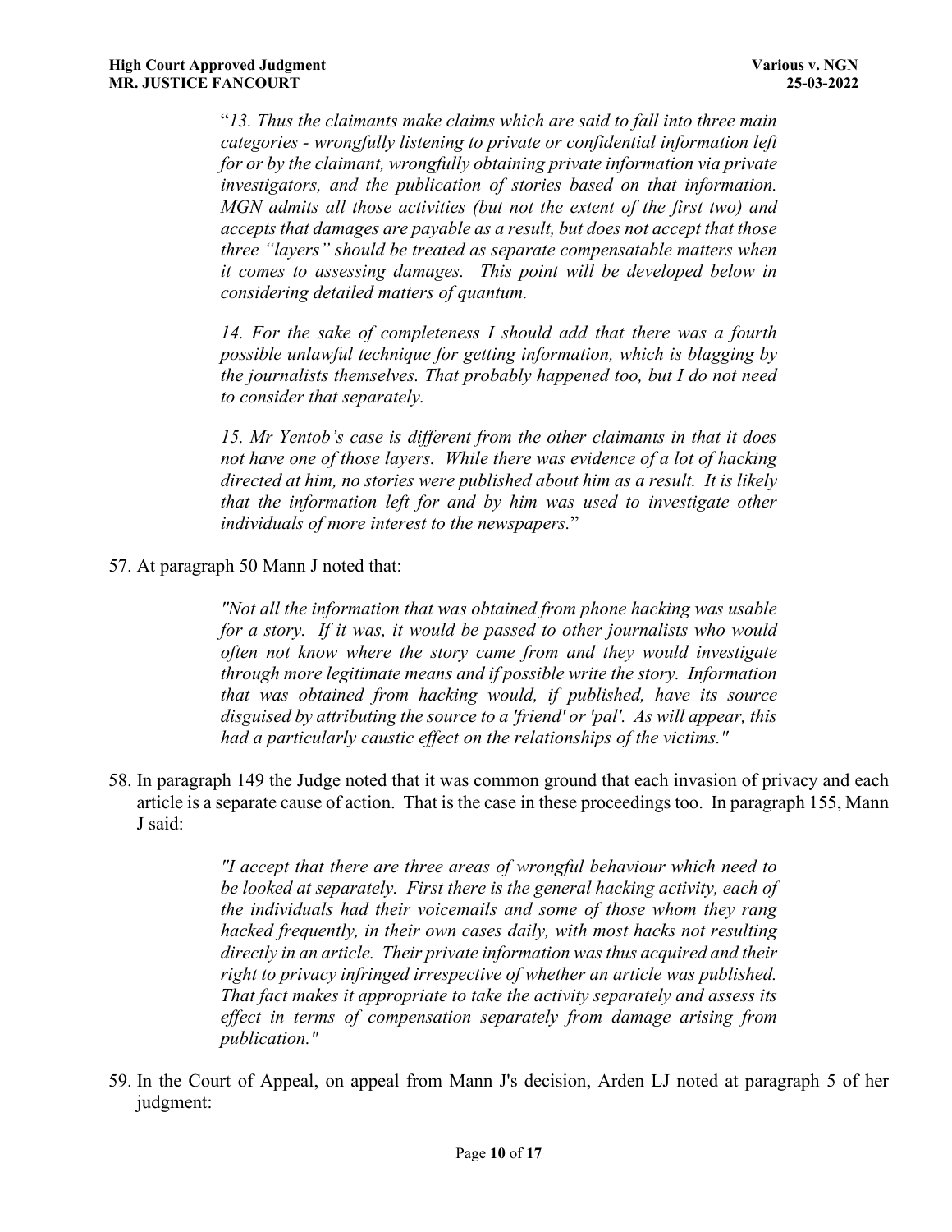> "*13. Thus the claimants make claims which are said to fall into three main categories - wrongfully listening to private or confidential information left for or by the claimant, wrongfully obtaining private information via private investigators, and the publication of stories based on that information. MGN admits all those activities (but not the extent of the first two) and accepts that damages are payable as a result, but does not accept that those three "layers" should be treated as separate compensatable matters when it comes to assessing damages. This point will be developed below in considering detailed matters of quantum.*
>
> *14. For the sake of completeness I should add that there was a fourth possible unlawful technique for getting information, which is blagging by the journalists themselves. That probably happened too, but I do not need to consider that separately.*
>
> *15. Mr Yentob's case is different from the other claimants in that it does not have one of those layers. While there was evidence of a lot of hacking directed at him, no stories were published about him as a result. It is likely that the information left for and by him was used to investigate other individuals of more interest to the newspapers.*"

57. At paragraph 50 Mann J noted that:

> *"Not all the information that was obtained from phone hacking was usable for a story. If it was, it would be passed to other journalists who would often not know where the story came from and they would investigate through more legitimate means and if possible write the story. Information that was obtained from hacking would, if published, have its source disguised by attributing the source to a 'friend' or 'pal'. As will appear, this had a particularly caustic effect on the relationships of the victims."*

58. In paragraph 149 the Judge noted that it was common ground that each invasion of privacy and each article is a separate cause of action. That is the case in these proceedings too. In paragraph 155, Mann J said:

> *"I accept that there are three areas of wrongful behaviour which need to be looked at separately. First there is the general hacking activity, each of the individuals had their voicemails and some of those whom they rang hacked frequently, in their own cases daily, with most hacks not resulting directly in an article. Their private information was thus acquired and their right to privacy infringed irrespective of whether an article was published. That fact makes it appropriate to take the activity separately and assess its effect in terms of compensation separately from damage arising from publication."*

59. In the Court of Appeal, on appeal from Mann J's decision, Arden LJ noted at paragraph 5 of her judgment: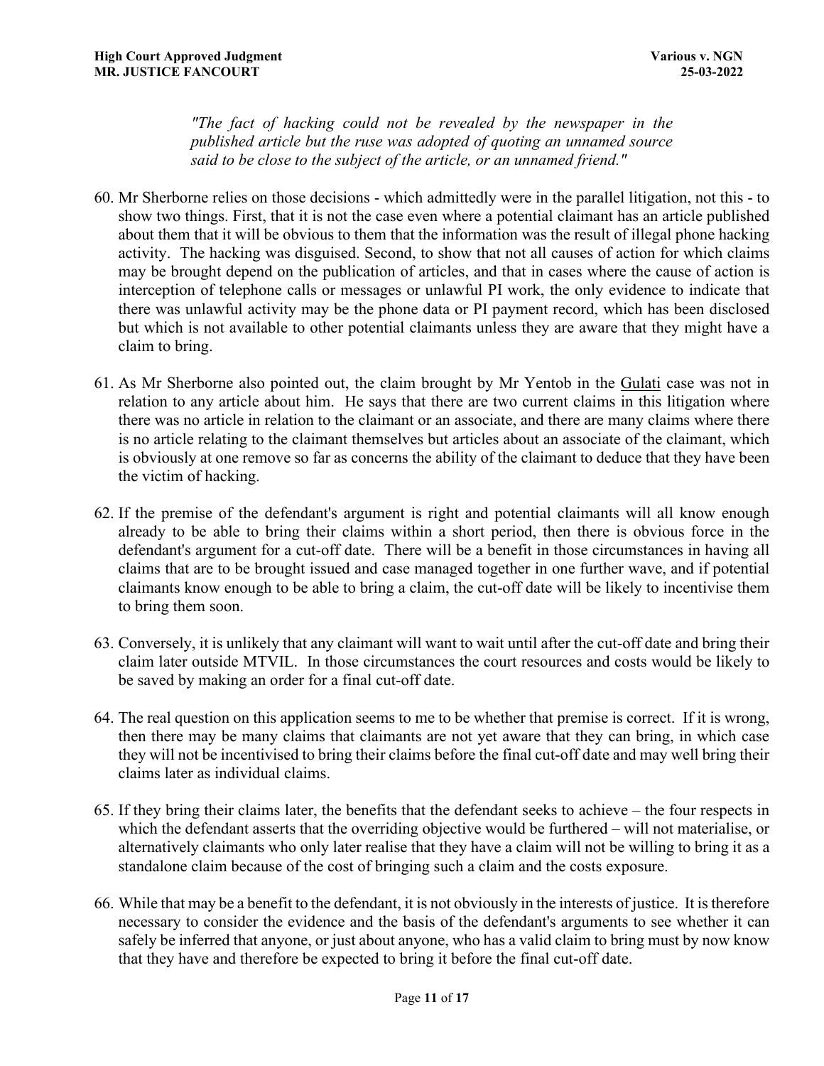> *"The fact of hacking could not be revealed by the newspaper in the published article but the ruse was adopted of quoting an unnamed source said to be close to the subject of the article, or an unnamed friend."*

60. Mr Sherborne relies on those decisions - which admittedly were in the parallel litigation, not this - to show two things. First, that it is not the case even where a potential claimant has an article published about them that it will be obvious to them that the information was the result of illegal phone hacking activity. The hacking was disguised. Second, to show that not all causes of action for which claims may be brought depend on the publication of articles, and that in cases where the cause of action is interception of telephone calls or messages or unlawful PI work, the only evidence to indicate that there was unlawful activity may be the phone data or PI payment record, which has been disclosed but which is not available to other potential claimants unless they are aware that they might have a claim to bring.

61. As Mr Sherborne also pointed out, the claim brought by Mr Yentob in the Gulati case was not in relation to any article about him. He says that there are two current claims in this litigation where there was no article in relation to the claimant or an associate, and there are many claims where there is no article relating to the claimant themselves but articles about an associate of the claimant, which is obviously at one remove so far as concerns the ability of the claimant to deduce that they have been the victim of hacking.

62. If the premise of the defendant's argument is right and potential claimants will all know enough already to be able to bring their claims within a short period, then there is obvious force in the defendant's argument for a cut-off date. There will be a benefit in those circumstances in having all claims that are to be brought issued and case managed together in one further wave, and if potential claimants know enough to be able to bring a claim, the cut-off date will be likely to incentivise them to bring them soon.

63. Conversely, it is unlikely that any claimant will want to wait until after the cut-off date and bring their claim later outside MTVIL. In those circumstances the court resources and costs would be likely to be saved by making an order for a final cut-off date.

64. The real question on this application seems to me to be whether that premise is correct. If it is wrong, then there may be many claims that claimants are not yet aware that they can bring, in which case they will not be incentivised to bring their claims before the final cut-off date and may well bring their claims later as individual claims.

65. If they bring their claims later, the benefits that the defendant seeks to achieve – the four respects in which the defendant asserts that the overriding objective would be furthered – will not materialise, or alternatively claimants who only later realise that they have a claim will not be willing to bring it as a standalone claim because of the cost of bringing such a claim and the costs exposure.

66. While that may be a benefit to the defendant, it is not obviously in the interests of justice. It is therefore necessary to consider the evidence and the basis of the defendant's arguments to see whether it can safely be inferred that anyone, or just about anyone, who has a valid claim to bring must by now know that they have and therefore be expected to bring it before the final cut-off date.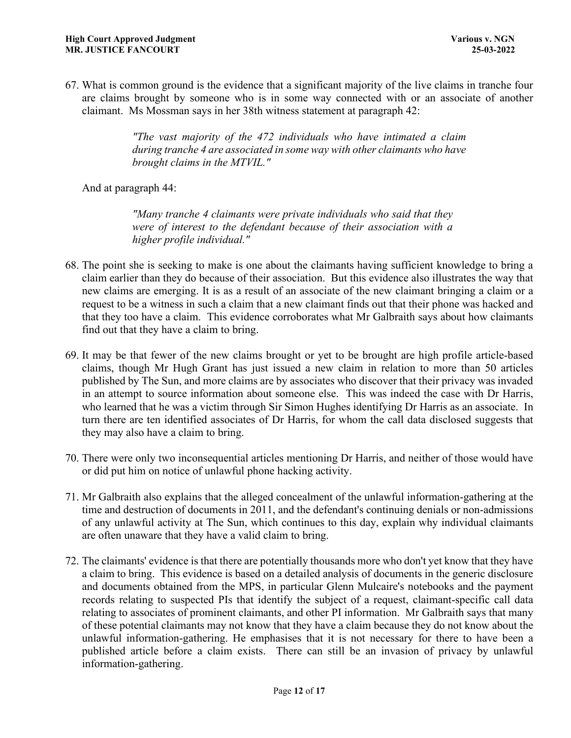67. What is common ground is the evidence that a significant majority of the live claims in tranche four are claims brought by someone who is in some way connected with or an associate of another claimant. Ms Mossman says in her 38th witness statement at paragraph 42:

> *"The vast majority of the 472 individuals who have intimated a claim during tranche 4 are associated in some way with other claimants who have brought claims in the MTVIL."*

And at paragraph 44:

> *"Many tranche 4 claimants were private individuals who said that they were of interest to the defendant because of their association with a higher profile individual."*

68. The point she is seeking to make is one about the claimants having sufficient knowledge to bring a claim earlier than they do because of their association. But this evidence also illustrates the way that new claims are emerging. It is as a result of an associate of the new claimant bringing a claim or a request to be a witness in such a claim that a new claimant finds out that their phone was hacked and that they too have a claim. This evidence corroborates what Mr Galbraith says about how claimants find out that they have a claim to bring.

69. It may be that fewer of the new claims brought or yet to be brought are high profile article-based claims, though Mr Hugh Grant has just issued a new claim in relation to more than 50 articles published by The Sun, and more claims are by associates who discover that their privacy was invaded in an attempt to source information about someone else. This was indeed the case with Dr Harris, who learned that he was a victim through Sir Simon Hughes identifying Dr Harris as an associate. In turn there are ten identified associates of Dr Harris, for whom the call data disclosed suggests that they may also have a claim to bring.

70. There were only two inconsequential articles mentioning Dr Harris, and neither of those would have or did put him on notice of unlawful phone hacking activity.

71. Mr Galbraith also explains that the alleged concealment of the unlawful information-gathering at the time and destruction of documents in 2011, and the defendant's continuing denials or non-admissions of any unlawful activity at The Sun, which continues to this day, explain why individual claimants are often unaware that they have a valid claim to bring.

72. The claimants' evidence is that there are potentially thousands more who don't yet know that they have a claim to bring. This evidence is based on a detailed analysis of documents in the generic disclosure and documents obtained from the MPS, in particular Glenn Mulcaire's notebooks and the payment records relating to suspected PIs that identify the subject of a request, claimant-specific call data relating to associates of prominent claimants, and other PI information. Mr Galbraith says that many of these potential claimants may not know that they have a claim because they do not know about the unlawful information-gathering. He emphasises that it is not necessary for there to have been a published article before a claim exists. There can still be an invasion of privacy by unlawful information-gathering.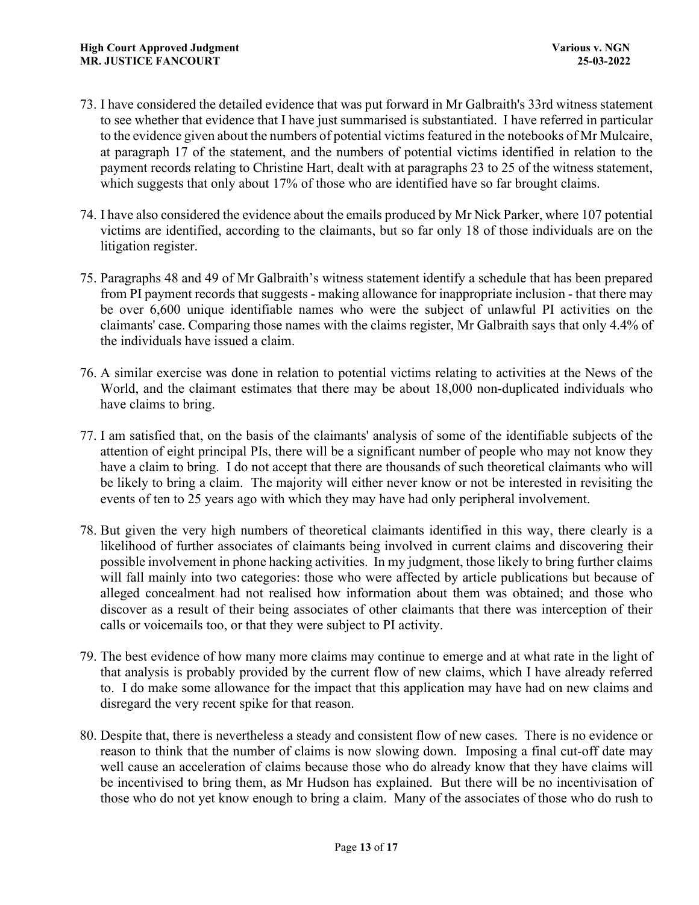73. I have considered the detailed evidence that was put forward in Mr Galbraith's 33rd witness statement to see whether that evidence that I have just summarised is substantiated. I have referred in particular to the evidence given about the numbers of potential victims featured in the notebooks of Mr Mulcaire, at paragraph 17 of the statement, and the numbers of potential victims identified in relation to the payment records relating to Christine Hart, dealt with at paragraphs 23 to 25 of the witness statement, which suggests that only about 17% of those who are identified have so far brought claims.

74. I have also considered the evidence about the emails produced by Mr Nick Parker, where 107 potential victims are identified, according to the claimants, but so far only 18 of those individuals are on the litigation register.

75. Paragraphs 48 and 49 of Mr Galbraith's witness statement identify a schedule that has been prepared from PI payment records that suggests - making allowance for inappropriate inclusion - that there may be over 6,600 unique identifiable names who were the subject of unlawful PI activities on the claimants' case. Comparing those names with the claims register, Mr Galbraith says that only 4.4% of the individuals have issued a claim.

76. A similar exercise was done in relation to potential victims relating to activities at the News of the World, and the claimant estimates that there may be about 18,000 non-duplicated individuals who have claims to bring.

77. I am satisfied that, on the basis of the claimants' analysis of some of the identifiable subjects of the attention of eight principal PIs, there will be a significant number of people who may not know they have a claim to bring. I do not accept that there are thousands of such theoretical claimants who will be likely to bring a claim. The majority will either never know or not be interested in revisiting the events of ten to 25 years ago with which they may have had only peripheral involvement.

78. But given the very high numbers of theoretical claimants identified in this way, there clearly is a likelihood of further associates of claimants being involved in current claims and discovering their possible involvement in phone hacking activities. In my judgment, those likely to bring further claims will fall mainly into two categories: those who were affected by article publications but because of alleged concealment had not realised how information about them was obtained; and those who discover as a result of their being associates of other claimants that there was interception of their calls or voicemails too, or that they were subject to PI activity.

79. The best evidence of how many more claims may continue to emerge and at what rate in the light of that analysis is probably provided by the current flow of new claims, which I have already referred to. I do make some allowance for the impact that this application may have had on new claims and disregard the very recent spike for that reason.

80. Despite that, there is nevertheless a steady and consistent flow of new cases. There is no evidence or reason to think that the number of claims is now slowing down. Imposing a final cut-off date may well cause an acceleration of claims because those who do already know that they have claims will be incentivised to bring them, as Mr Hudson has explained. But there will be no incentivisation of those who do not yet know enough to bring a claim. Many of the associates of those who do rush to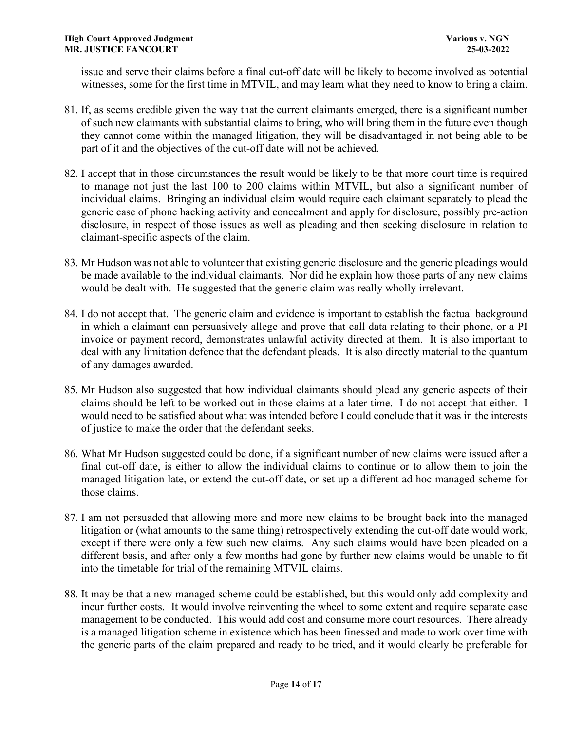issue and serve their claims before a final cut-off date will be likely to become involved as potential witnesses, some for the first time in MTVIL, and may learn what they need to know to bring a claim.

81. If, as seems credible given the way that the current claimants emerged, there is a significant number of such new claimants with substantial claims to bring, who will bring them in the future even though they cannot come within the managed litigation, they will be disadvantaged in not being able to be part of it and the objectives of the cut-off date will not be achieved.

82. I accept that in those circumstances the result would be likely to be that more court time is required to manage not just the last 100 to 200 claims within MTVIL, but also a significant number of individual claims. Bringing an individual claim would require each claimant separately to plead the generic case of phone hacking activity and concealment and apply for disclosure, possibly pre-action disclosure, in respect of those issues as well as pleading and then seeking disclosure in relation to claimant-specific aspects of the claim.

83. Mr Hudson was not able to volunteer that existing generic disclosure and the generic pleadings would be made available to the individual claimants. Nor did he explain how those parts of any new claims would be dealt with. He suggested that the generic claim was really wholly irrelevant.

84. I do not accept that. The generic claim and evidence is important to establish the factual background in which a claimant can persuasively allege and prove that call data relating to their phone, or a PI invoice or payment record, demonstrates unlawful activity directed at them. It is also important to deal with any limitation defence that the defendant pleads. It is also directly material to the quantum of any damages awarded.

85. Mr Hudson also suggested that how individual claimants should plead any generic aspects of their claims should be left to be worked out in those claims at a later time. I do not accept that either. I would need to be satisfied about what was intended before I could conclude that it was in the interests of justice to make the order that the defendant seeks.

86. What Mr Hudson suggested could be done, if a significant number of new claims were issued after a final cut-off date, is either to allow the individual claims to continue or to allow them to join the managed litigation late, or extend the cut-off date, or set up a different ad hoc managed scheme for those claims.

87. I am not persuaded that allowing more and more new claims to be brought back into the managed litigation or (what amounts to the same thing) retrospectively extending the cut-off date would work, except if there were only a few such new claims. Any such claims would have been pleaded on a different basis, and after only a few months had gone by further new claims would be unable to fit into the timetable for trial of the remaining MTVIL claims.

88. It may be that a new managed scheme could be established, but this would only add complexity and incur further costs. It would involve reinventing the wheel to some extent and require separate case management to be conducted. This would add cost and consume more court resources. There already is a managed litigation scheme in existence which has been finessed and made to work over time with the generic parts of the claim prepared and ready to be tried, and it would clearly be preferable for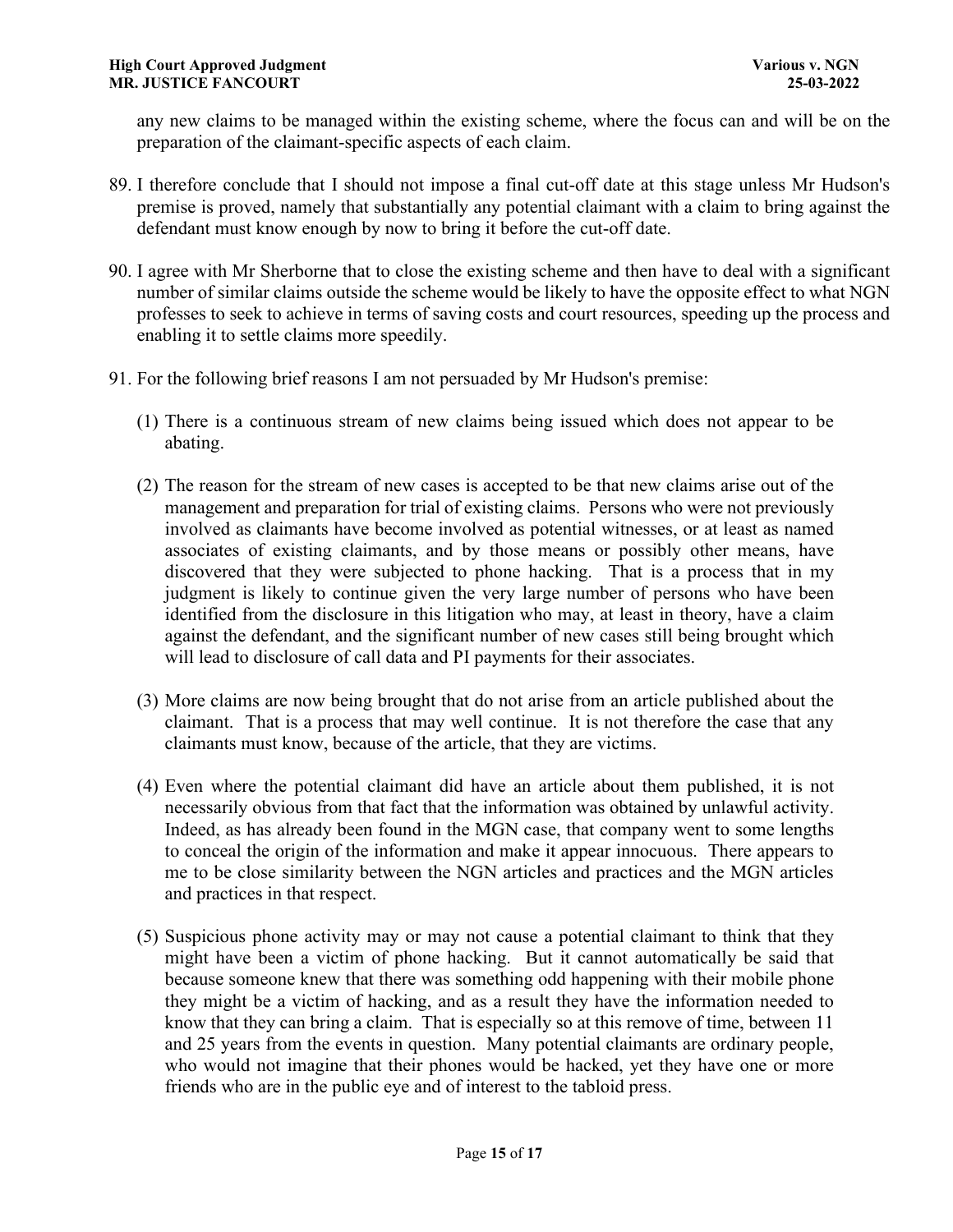any new claims to be managed within the existing scheme, where the focus can and will be on the preparation of the claimant-specific aspects of each claim.

89. I therefore conclude that I should not impose a final cut-off date at this stage unless Mr Hudson's premise is proved, namely that substantially any potential claimant with a claim to bring against the defendant must know enough by now to bring it before the cut-off date.

90. I agree with Mr Sherborne that to close the existing scheme and then have to deal with a significant number of similar claims outside the scheme would be likely to have the opposite effect to what NGN professes to seek to achieve in terms of saving costs and court resources, speeding up the process and enabling it to settle claims more speedily.

91. For the following brief reasons I am not persuaded by Mr Hudson's premise:

    (1) There is a continuous stream of new claims being issued which does not appear to be abating.

    (2) The reason for the stream of new cases is accepted to be that new claims arise out of the management and preparation for trial of existing claims. Persons who were not previously involved as claimants have become involved as potential witnesses, or at least as named associates of existing claimants, and by those means or possibly other means, have discovered that they were subjected to phone hacking. That is a process that in my judgment is likely to continue given the very large number of persons who have been identified from the disclosure in this litigation who may, at least in theory, have a claim against the defendant, and the significant number of new cases still being brought which will lead to disclosure of call data and PI payments for their associates.

    (3) More claims are now being brought that do not arise from an article published about the claimant. That is a process that may well continue. It is not therefore the case that any claimants must know, because of the article, that they are victims.

    (4) Even where the potential claimant did have an article about them published, it is not necessarily obvious from that fact that the information was obtained by unlawful activity. Indeed, as has already been found in the MGN case, that company went to some lengths to conceal the origin of the information and make it appear innocuous. There appears to me to be close similarity between the NGN articles and practices and the MGN articles and practices in that respect.

    (5) Suspicious phone activity may or may not cause a potential claimant to think that they might have been a victim of phone hacking. But it cannot automatically be said that because someone knew that there was something odd happening with their mobile phone they might be a victim of hacking, and as a result they have the information needed to know that they can bring a claim. That is especially so at this remove of time, between 11 and 25 years from the events in question. Many potential claimants are ordinary people, who would not imagine that their phones would be hacked, yet they have one or more friends who are in the public eye and of interest to the tabloid press.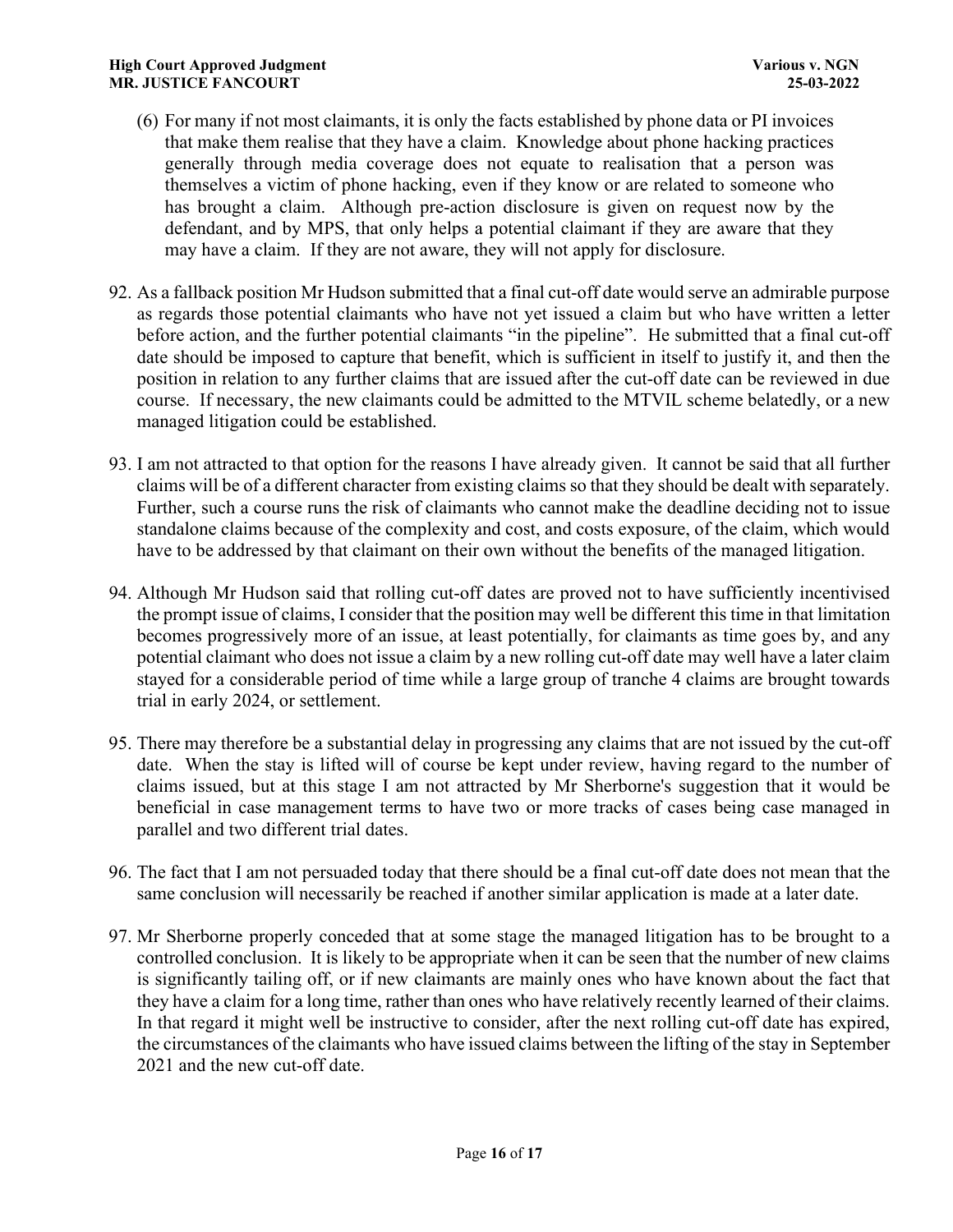(6) For many if not most claimants, it is only the facts established by phone data or PI invoices that make them realise that they have a claim. Knowledge about phone hacking practices generally through media coverage does not equate to realisation that a person was themselves a victim of phone hacking, even if they know or are related to someone who has brought a claim. Although pre-action disclosure is given on request now by the defendant, and by MPS, that only helps a potential claimant if they are aware that they may have a claim. If they are not aware, they will not apply for disclosure.

92. As a fallback position Mr Hudson submitted that a final cut-off date would serve an admirable purpose as regards those potential claimants who have not yet issued a claim but who have written a letter before action, and the further potential claimants "in the pipeline". He submitted that a final cut-off date should be imposed to capture that benefit, which is sufficient in itself to justify it, and then the position in relation to any further claims that are issued after the cut-off date can be reviewed in due course. If necessary, the new claimants could be admitted to the MTVIL scheme belatedly, or a new managed litigation could be established.

93. I am not attracted to that option for the reasons I have already given. It cannot be said that all further claims will be of a different character from existing claims so that they should be dealt with separately. Further, such a course runs the risk of claimants who cannot make the deadline deciding not to issue standalone claims because of the complexity and cost, and costs exposure, of the claim, which would have to be addressed by that claimant on their own without the benefits of the managed litigation.

94. Although Mr Hudson said that rolling cut-off dates are proved not to have sufficiently incentivised the prompt issue of claims, I consider that the position may well be different this time in that limitation becomes progressively more of an issue, at least potentially, for claimants as time goes by, and any potential claimant who does not issue a claim by a new rolling cut-off date may well have a later claim stayed for a considerable period of time while a large group of tranche 4 claims are brought towards trial in early 2024, or settlement.

95. There may therefore be a substantial delay in progressing any claims that are not issued by the cut-off date. When the stay is lifted will of course be kept under review, having regard to the number of claims issued, but at this stage I am not attracted by Mr Sherborne's suggestion that it would be beneficial in case management terms to have two or more tracks of cases being case managed in parallel and two different trial dates.

96. The fact that I am not persuaded today that there should be a final cut-off date does not mean that the same conclusion will necessarily be reached if another similar application is made at a later date.

97. Mr Sherborne properly conceded that at some stage the managed litigation has to be brought to a controlled conclusion. It is likely to be appropriate when it can be seen that the number of new claims is significantly tailing off, or if new claimants are mainly ones who have known about the fact that they have a claim for a long time, rather than ones who have relatively recently learned of their claims. In that regard it might well be instructive to consider, after the next rolling cut-off date has expired, the circumstances of the claimants who have issued claims between the lifting of the stay in September 2021 and the new cut-off date.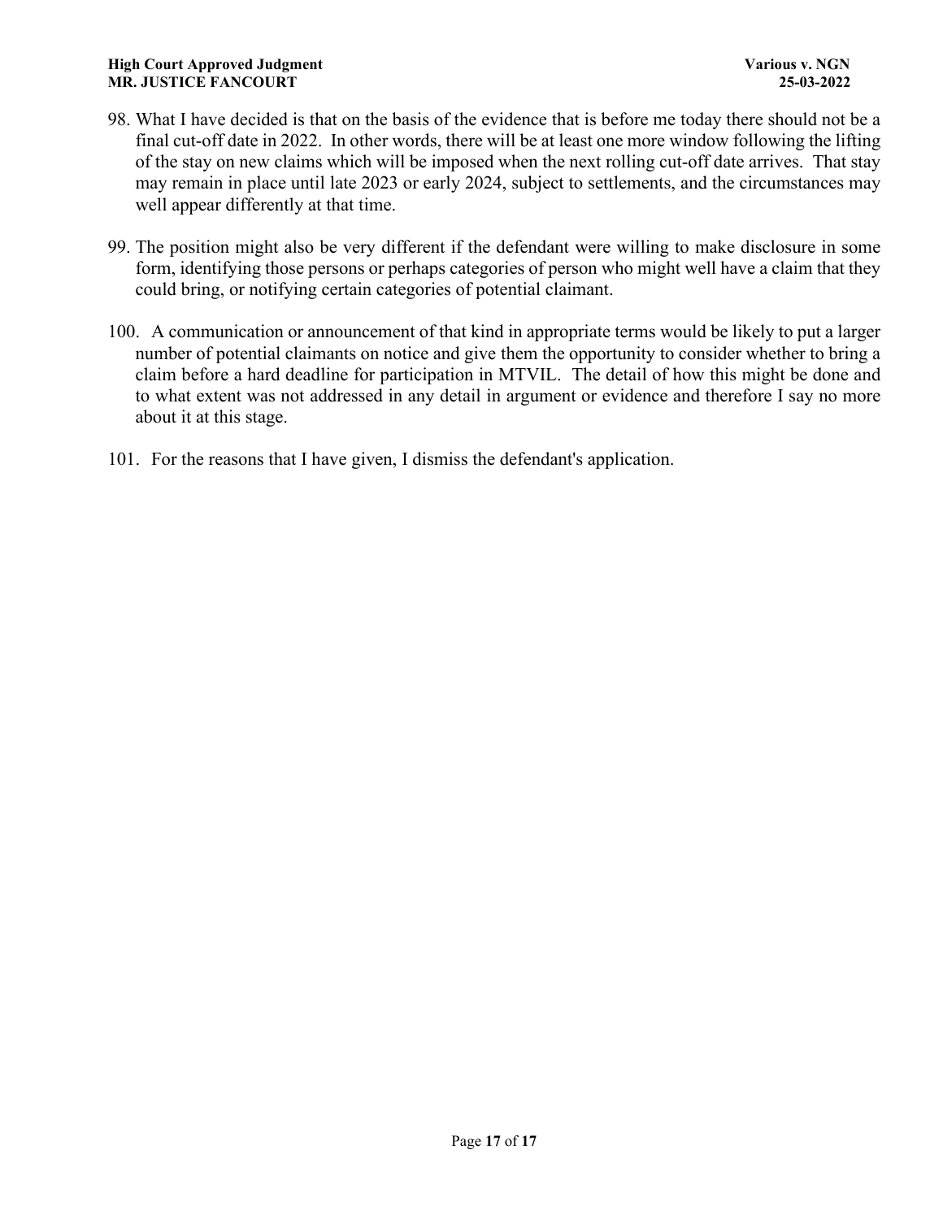98. What I have decided is that on the basis of the evidence that is before me today there should not be a final cut-off date in 2022. In other words, there will be at least one more window following the lifting of the stay on new claims which will be imposed when the next rolling cut-off date arrives. That stay may remain in place until late 2023 or early 2024, subject to settlements, and the circumstances may well appear differently at that time.

99. The position might also be very different if the defendant were willing to make disclosure in some form, identifying those persons or perhaps categories of person who might well have a claim that they could bring, or notifying certain categories of potential claimant.

100. A communication or announcement of that kind in appropriate terms would be likely to put a larger number of potential claimants on notice and give them the opportunity to consider whether to bring a claim before a hard deadline for participation in MTVIL. The detail of how this might be done and to what extent was not addressed in any detail in argument or evidence and therefore I say no more about it at this stage.

101. For the reasons that I have given, I dismiss the defendant's application.